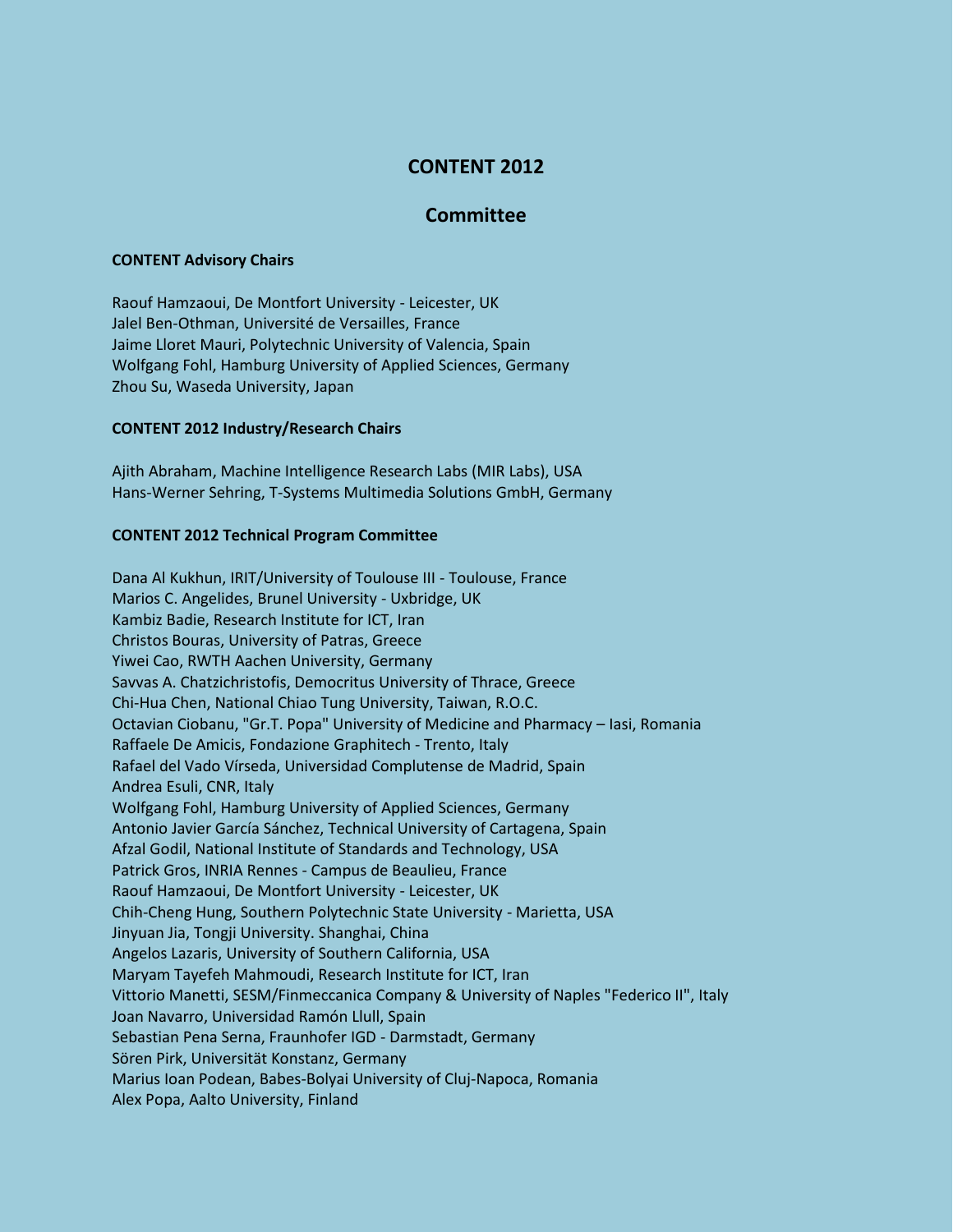# CONTENT 2012

## Committee

### CONTENT Advisory Chairs

Raouf Hamzaoui, De Montfort University - Leicester, UK
Jalel Ben-Othman, Université de Versailles, France
Jaime Lloret Mauri, Polytechnic University of Valencia, Spain
Wolfgang Fohl, Hamburg University of Applied Sciences, Germany
Zhou Su, Waseda University, Japan

### CONTENT 2012 Industry/Research Chairs

Ajith Abraham, Machine Intelligence Research Labs (MIR Labs), USA
Hans-Werner Sehring, T-Systems Multimedia Solutions GmbH, Germany

### CONTENT 2012 Technical Program Committee

Dana Al Kukhun, IRIT/University of Toulouse III - Toulouse, France
Marios C. Angelides, Brunel University - Uxbridge, UK
Kambiz Badie, Research Institute for ICT, Iran
Christos Bouras, University of Patras, Greece
Yiwei Cao, RWTH Aachen University, Germany
Savvas A. Chatzichristofis, Democritus University of Thrace, Greece
Chi-Hua Chen, National Chiao Tung University, Taiwan, R.O.C.
Octavian Ciobanu, "Gr.T. Popa" University of Medicine and Pharmacy – Iasi, Romania
Raffaele De Amicis, Fondazione Graphitech - Trento, Italy
Rafael del Vado Vírseda, Universidad Complutense de Madrid, Spain
Andrea Esuli, CNR, Italy
Wolfgang Fohl, Hamburg University of Applied Sciences, Germany
Antonio Javier García Sánchez, Technical University of Cartagena, Spain
Afzal Godil, National Institute of Standards and Technology, USA
Patrick Gros, INRIA Rennes - Campus de Beaulieu, France
Raouf Hamzaoui, De Montfort University - Leicester, UK
Chih-Cheng Hung, Southern Polytechnic State University - Marietta, USA
Jinyuan Jia, Tongji University. Shanghai, China
Angelos Lazaris, University of Southern California, USA
Maryam Tayefeh Mahmoudi, Research Institute for ICT, Iran
Vittorio Manetti, SESM/Finmeccanica Company & University of Naples "Federico II", Italy
Joan Navarro, Universidad Ramón Llull, Spain
Sebastian Pena Serna, Fraunhofer IGD - Darmstadt, Germany
Sören Pirk, Universität Konstanz, Germany
Marius Ioan Podean, Babes-Bolyai University of Cluj-Napoca, Romania
Alex Popa, Aalto University, Finland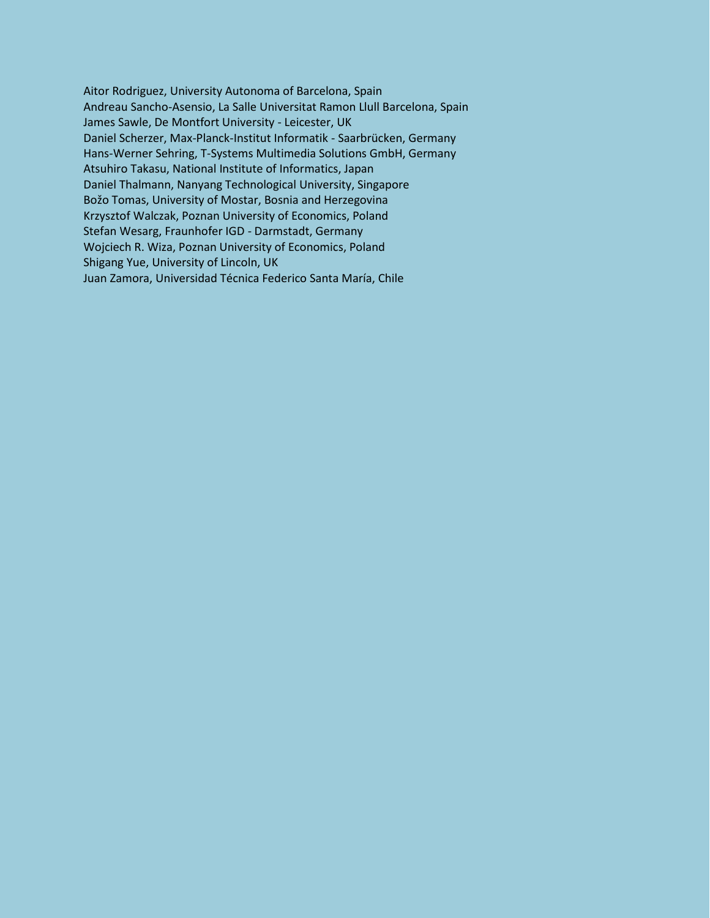Aitor Rodriguez, University Autonoma of Barcelona, Spain
Andreau Sancho-Asensio, La Salle Universitat Ramon Llull Barcelona, Spain
James Sawle, De Montfort University - Leicester, UK
Daniel Scherzer, Max-Planck-Institut Informatik - Saarbrücken, Germany
Hans-Werner Sehring, T-Systems Multimedia Solutions GmbH, Germany
Atsuhiro Takasu, National Institute of Informatics, Japan
Daniel Thalmann, Nanyang Technological University, Singapore
Božo Tomas, University of Mostar, Bosnia and Herzegovina
Krzysztof Walczak, Poznan University of Economics, Poland
Stefan Wesarg, Fraunhofer IGD - Darmstadt, Germany
Wojciech R. Wiza, Poznan University of Economics, Poland
Shigang Yue, University of Lincoln, UK
Juan Zamora, Universidad Técnica Federico Santa María, Chile